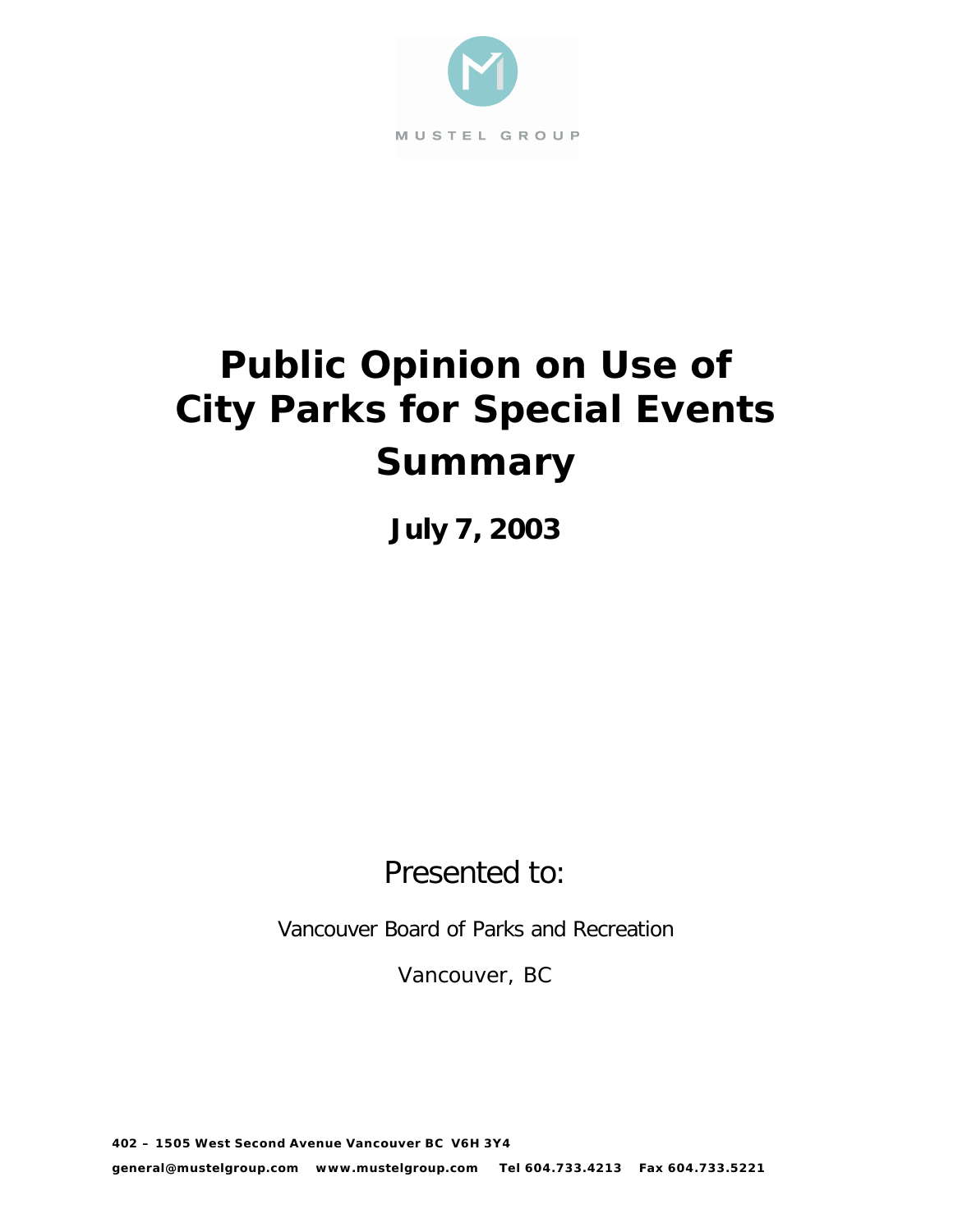MUSTEL GROUP

# Public Opinion on Use of City Parks for Special Events Summary

**July 7, 2003**

Presented to:

Vancouver Board of Parks and Recreation

Vancouver, BC

**402 – 1505 West Second Avenue Vancouver BC V6H 3Y4**

**general@mustelgroup.com www.mustelgroup.com Tel 604.733.4213 Fax 604.733.5221**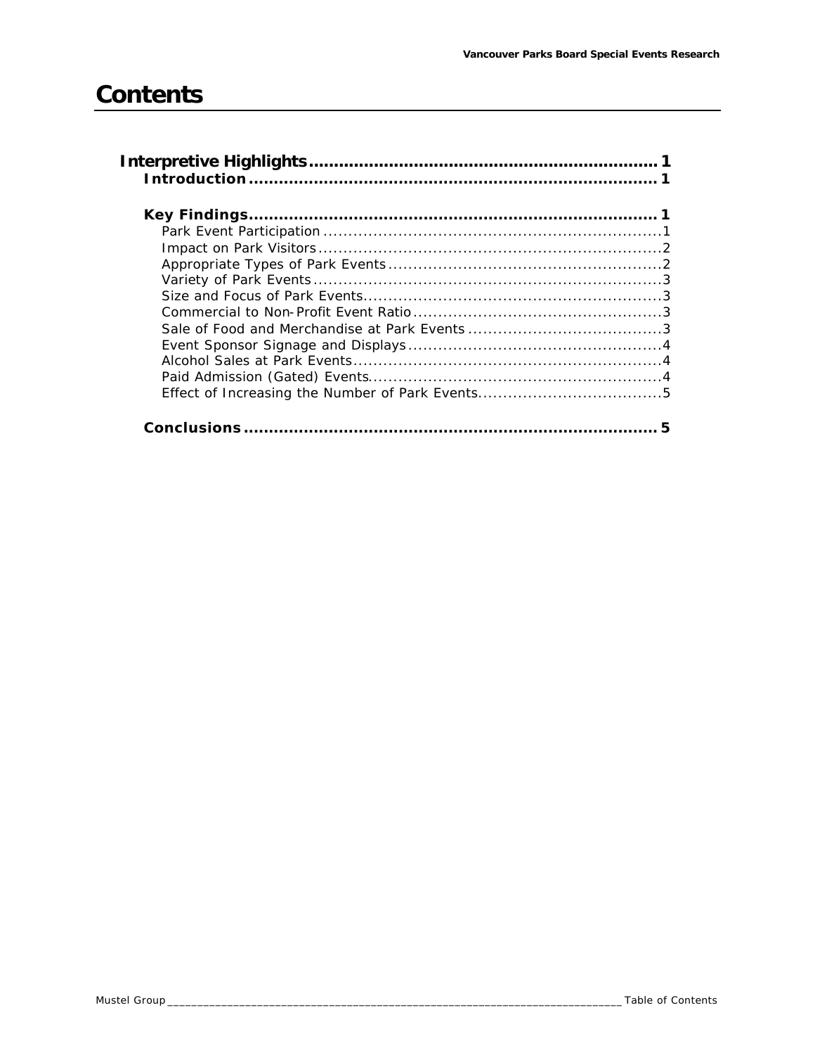# Contents

**Interpretive Highlights** .................................................. 1

- **Introduction** .................................................. 1

- **Key Findings** .................................................. 1
  - Park Event Participation .................................................. 1
  - Impact on Park Visitors .................................................. 2
  - Appropriate Types of Park Events .................................................. 2
  - Variety of Park Events .................................................. 3
  - Size and Focus of Park Events .................................................. 3
  - Commercial to Non-Profit Event Ratio .................................................. 3
  - Sale of Food and Merchandise at Park Events .................................................. 3
  - Event Sponsor Signage and Displays .................................................. 4
  - Alcohol Sales at Park Events .................................................. 4
  - Paid Admission (Gated) Events .................................................. 4
  - Effect of Increasing the Number of Park Events .................................................. 5

- **Conclusions** .................................................. 5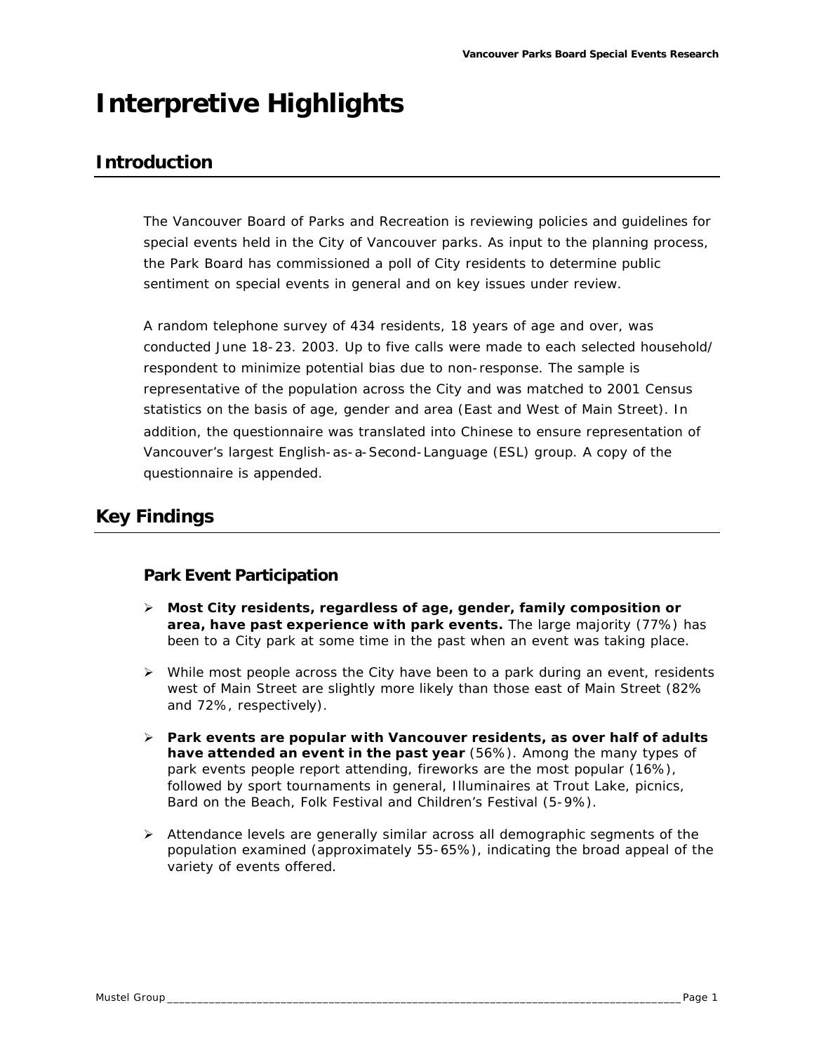# Interpretive Highlights

## Introduction

The Vancouver Board of Parks and Recreation is reviewing policies and guidelines for special events held in the City of Vancouver parks. As input to the planning process, the Park Board has commissioned a poll of City residents to determine public sentiment on special events in general and on key issues under review.

A random telephone survey of 434 residents, 18 years of age and over, was conducted June 18-23. 2003. Up to five calls were made to each selected household/ respondent to minimize potential bias due to non-response. The sample is representative of the population across the City and was matched to 2001 Census statistics on the basis of age, gender and area (East and West of Main Street). In addition, the questionnaire was translated into Chinese to ensure representation of Vancouver's largest English-as-a-Second-Language (ESL) group. A copy of the questionnaire is appended.

## Key Findings

### Park Event Participation

- **Most City residents, regardless of age, gender, family composition or area, have past experience with park events.** The large majority (77%) has been to a City park at some time in the past when an event was taking place.
- While most people across the City have been to a park during an event, residents west of Main Street are slightly more likely than those east of Main Street (82% and 72%, respectively).
- **Park events are popular with Vancouver residents, as over half of adults have attended an event in the past year** (56%). Among the many types of park events people report attending, fireworks are the most popular (16%), followed by sport tournaments in general, Illuminaires at Trout Lake, picnics, Bard on the Beach, Folk Festival and Children's Festival (5-9%).
- Attendance levels are generally similar across all demographic segments of the population examined (approximately 55-65%), indicating the broad appeal of the variety of events offered.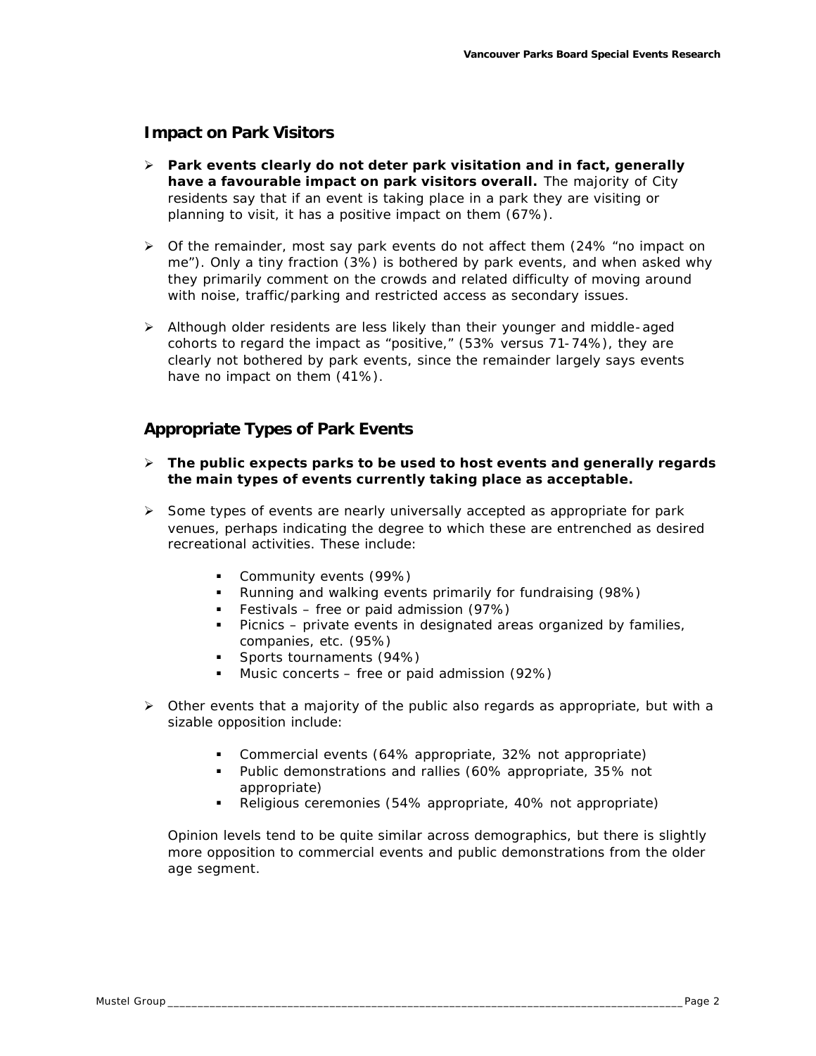## Impact on Park Visitors

- **Park events clearly do not deter park visitation and in fact, generally have a favourable impact on park visitors overall.** The majority of City residents say that if an event is taking place in a park they are visiting or planning to visit, it has a positive impact on them (67%).

- Of the remainder, most say park events do not affect them (24% "no impact on me"). Only a tiny fraction (3%) is bothered by park events, and when asked why they primarily comment on the crowds and related difficulty of moving around with noise, traffic/parking and restricted access as secondary issues.

- Although older residents are less likely than their younger and middle-aged cohorts to regard the impact as "positive," (53% versus 71-74%), they are clearly not bothered by park events, since the remainder largely says events have no impact on them (41%).

## Appropriate Types of Park Events

- **The public expects parks to be used to host events and generally regards the main types of events currently taking place as acceptable.**

- Some types of events are nearly universally accepted as appropriate for park venues, perhaps indicating the degree to which these are entrenched as desired recreational activities. These include:

  - Community events (99%)
  - Running and walking events primarily for fundraising (98%)
  - Festivals – free or paid admission (97%)
  - Picnics – private events in designated areas organized by families, companies, etc. (95%)
  - Sports tournaments (94%)
  - Music concerts – free or paid admission (92%)

- Other events that a majority of the public also regards as appropriate, but with a sizable opposition include:

  - Commercial events (64% appropriate, 32% not appropriate)
  - Public demonstrations and rallies (60% appropriate, 35% not appropriate)
  - Religious ceremonies (54% appropriate, 40% not appropriate)

  Opinion levels tend to be quite similar across demographics, but there is slightly more opposition to commercial events and public demonstrations from the older age segment.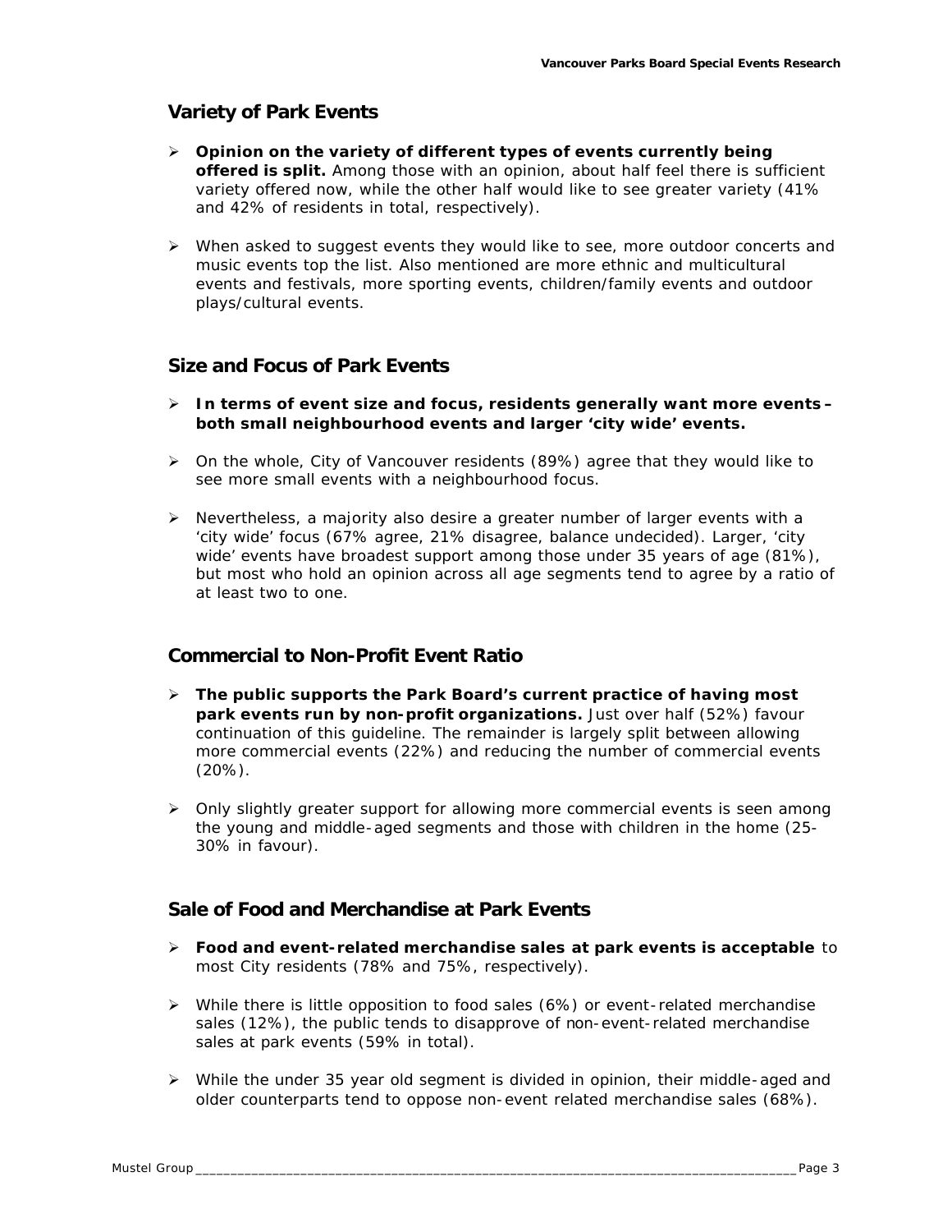## Variety of Park Events

- **Opinion on the variety of different types of events currently being offered is split.** Among those with an opinion, about half feel there is sufficient variety offered now, while the other half would like to see greater variety (41% and 42% of residents in total, respectively).

- When asked to suggest events they would like to see, more outdoor concerts and music events top the list. Also mentioned are more ethnic and multicultural events and festivals, more sporting events, children/family events and outdoor plays/cultural events.

## Size and Focus of Park Events

- **In terms of event size and focus, residents generally want more events – both small neighbourhood events and larger 'city wide' events.**

- On the whole, City of Vancouver residents (89%) agree that they would like to see more small events with a neighbourhood focus.

- Nevertheless, a majority also desire a greater number of larger events with a 'city wide' focus (67% agree, 21% disagree, balance undecided). Larger, 'city wide' events have broadest support among those under 35 years of age (81%), but most who hold an opinion across all age segments tend to agree by a ratio of at least two to one.

## Commercial to Non-Profit Event Ratio

- **The public supports the Park Board's current practice of having most park events run by non-profit organizations.** Just over half (52%) favour continuation of this guideline. The remainder is largely split between allowing more commercial events (22%) and reducing the number of commercial events (20%).

- Only slightly greater support for allowing more commercial events is seen among the young and middle-aged segments and those with children in the home (25-30% in favour).

## Sale of Food and Merchandise at Park Events

- **Food and event-related merchandise sales at park events is acceptable** to most City residents (78% and 75%, respectively).

- While there is little opposition to food sales (6%) or event-related merchandise sales (12%), the public tends to disapprove of non-event-related merchandise sales at park events (59% in total).

- While the under 35 year old segment is divided in opinion, their middle-aged and older counterparts tend to oppose non-event related merchandise sales (68%).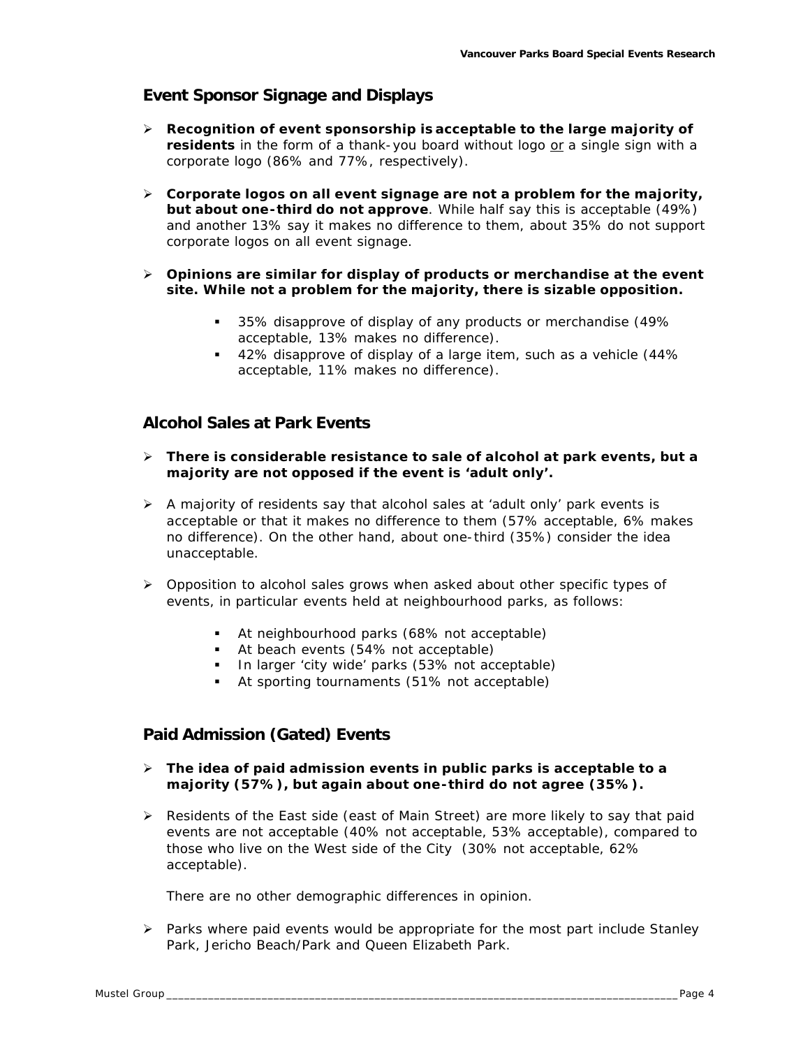## Event Sponsor Signage and Displays

- **Recognition of event sponsorship is acceptable to the large majority of residents** in the form of a thank-you board without logo or a single sign with a corporate logo (86% and 77%, respectively).
- **Corporate logos on all event signage are not a problem for the majority, but about one-third do not approve**. While half say this is acceptable (49%) and another 13% say it makes no difference to them, about 35% do not support corporate logos on all event signage.
- **Opinions are similar for display of products or merchandise at the event site. While not a problem for the majority, there is sizable opposition.**
  - 35% disapprove of display of any products or merchandise (49% acceptable, 13% makes no difference).
  - 42% disapprove of display of a large item, such as a vehicle (44% acceptable, 11% makes no difference).

## Alcohol Sales at Park Events

- **There is considerable resistance to sale of alcohol at park events, but a majority are not opposed if the event is 'adult only'.**
- A majority of residents say that alcohol sales at 'adult only' park events is acceptable or that it makes no difference to them (57% acceptable, 6% makes no difference). On the other hand, about one-third (35%) consider the idea unacceptable.
- Opposition to alcohol sales grows when asked about other specific types of events, in particular events held at neighbourhood parks, as follows:
  - At neighbourhood parks (68% not acceptable)
  - At beach events (54% not acceptable)
  - In larger 'city wide' parks (53% not acceptable)
  - At sporting tournaments (51% not acceptable)

## Paid Admission (Gated) Events

- **The idea of paid admission events in public parks is acceptable to a majority (57%), but again about one-third do not agree (35%).**
- Residents of the East side (east of Main Street) are more likely to say that paid events are not acceptable (40% not acceptable, 53% acceptable), compared to those who live on the West side of the City (30% not acceptable, 62% acceptable).

  There are no other demographic differences in opinion.
- Parks where paid events would be appropriate for the most part include Stanley Park, Jericho Beach/Park and Queen Elizabeth Park.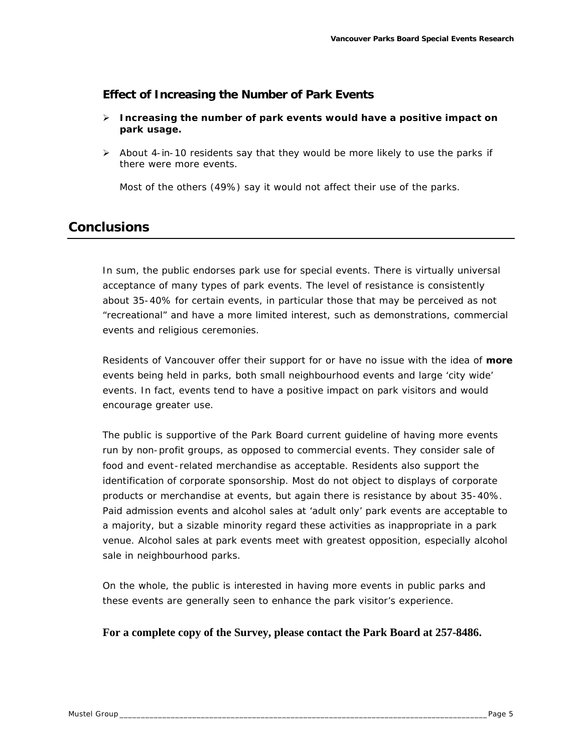### Effect of Increasing the Number of Park Events

- **Increasing the number of park events would have a positive impact on park usage.**
- About 4-in-10 residents say that they would be more likely to use the parks if there were more events.

  Most of the others (49%) say it would not affect their use of the parks.

## Conclusions

In sum, the public endorses park use for special events. There is virtually universal acceptance of many types of park events. The level of resistance is consistently about 35-40% for certain events, in particular those that may be perceived as not "recreational" and have a more limited interest, such as demonstrations, commercial events and religious ceremonies.

Residents of Vancouver offer their support for or have no issue with the idea of **more** events being held in parks, both small neighbourhood events and large 'city wide' events. In fact, events tend to have a positive impact on park visitors and would encourage greater use.

The public is supportive of the Park Board current guideline of having more events run by non-profit groups, as opposed to commercial events. They consider sale of food and event-related merchandise as acceptable. Residents also support the identification of corporate sponsorship. Most do not object to displays of corporate products or merchandise at events, but again there is resistance by about 35-40%. Paid admission events and alcohol sales at 'adult only' park events are acceptable to a majority, but a sizable minority regard these activities as inappropriate in a park venue. Alcohol sales at park events meet with greatest opposition, especially alcohol sale in neighbourhood parks.

On the whole, the public is interested in having more events in public parks and these events are generally seen to enhance the park visitor's experience.

**For a complete copy of the Survey, please contact the Park Board at 257-8486.**